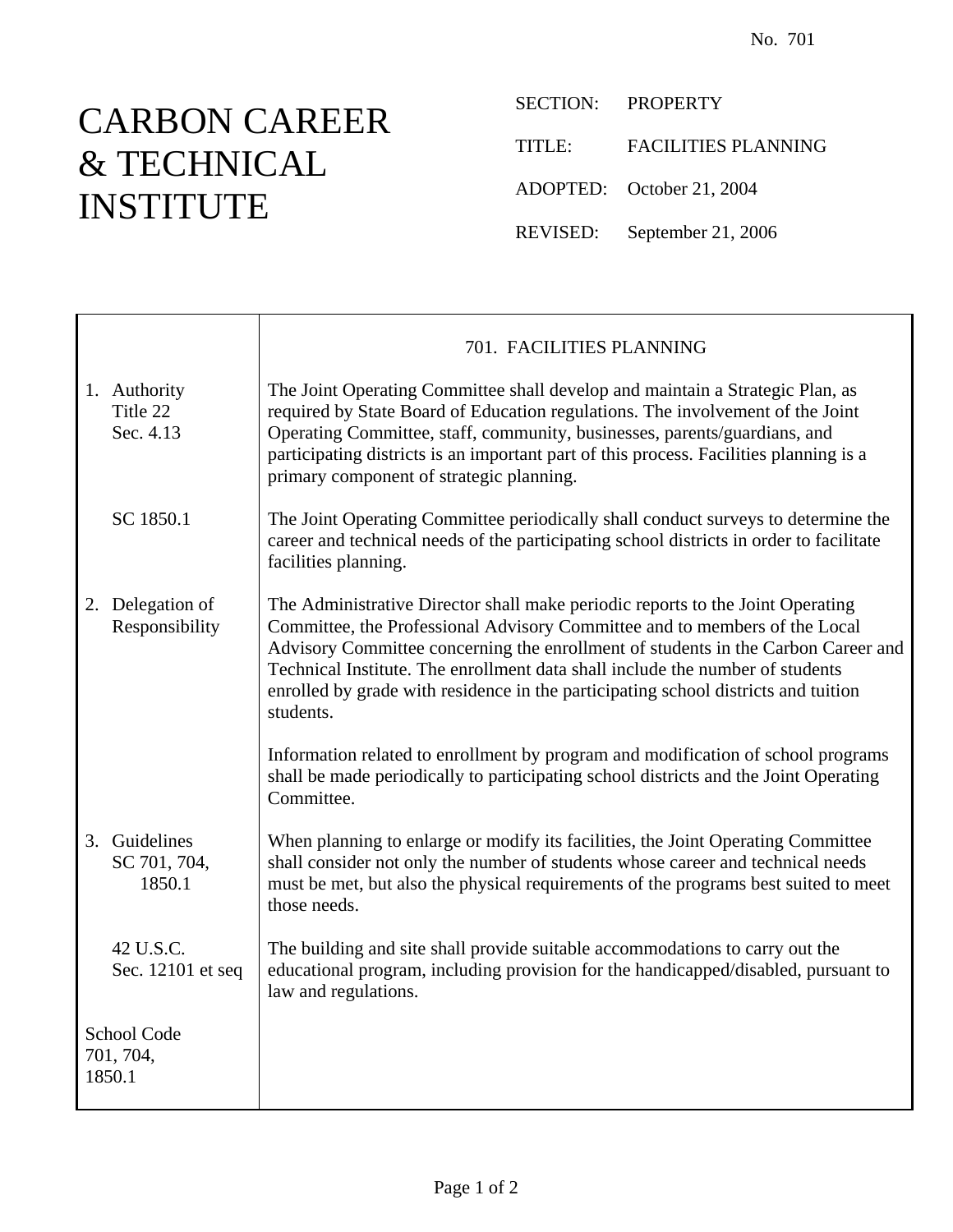No. 701

# CARBON CAREER & TECHNICAL INSTITUTE

SECTION: PROPERTY

TITLE: FACILITIES PLANNING

ADOPTED: October 21, 2004

REVISED: September 21, 2006

## 701. FACILITIES PLANNING

**1. Authority**
Title 22
Sec. 4.13

The Joint Operating Committee shall develop and maintain a Strategic Plan, as required by State Board of Education regulations. The involvement of the Joint Operating Committee, staff, community, businesses, parents/guardians, and participating districts is an important part of this process. Facilities planning is a primary component of strategic planning.

SC 1850.1

The Joint Operating Committee periodically shall conduct surveys to determine the career and technical needs of the participating school districts in order to facilitate facilities planning.

**2. Delegation of Responsibility**

The Administrative Director shall make periodic reports to the Joint Operating Committee, the Professional Advisory Committee and to members of the Local Advisory Committee concerning the enrollment of students in the Carbon Career and Technical Institute. The enrollment data shall include the number of students enrolled by grade with residence in the participating school districts and tuition students.

Information related to enrollment by program and modification of school programs shall be made periodically to participating school districts and the Joint Operating Committee.

**3. Guidelines**
SC 701, 704, 1850.1

When planning to enlarge or modify its facilities, the Joint Operating Committee shall consider not only the number of students whose career and technical needs must be met, but also the physical requirements of the programs best suited to meet those needs.

42 U.S.C.
Sec. 12101 et seq

The building and site shall provide suitable accommodations to carry out the educational program, including provision for the handicapped/disabled, pursuant to law and regulations.

School Code
701, 704,
1850.1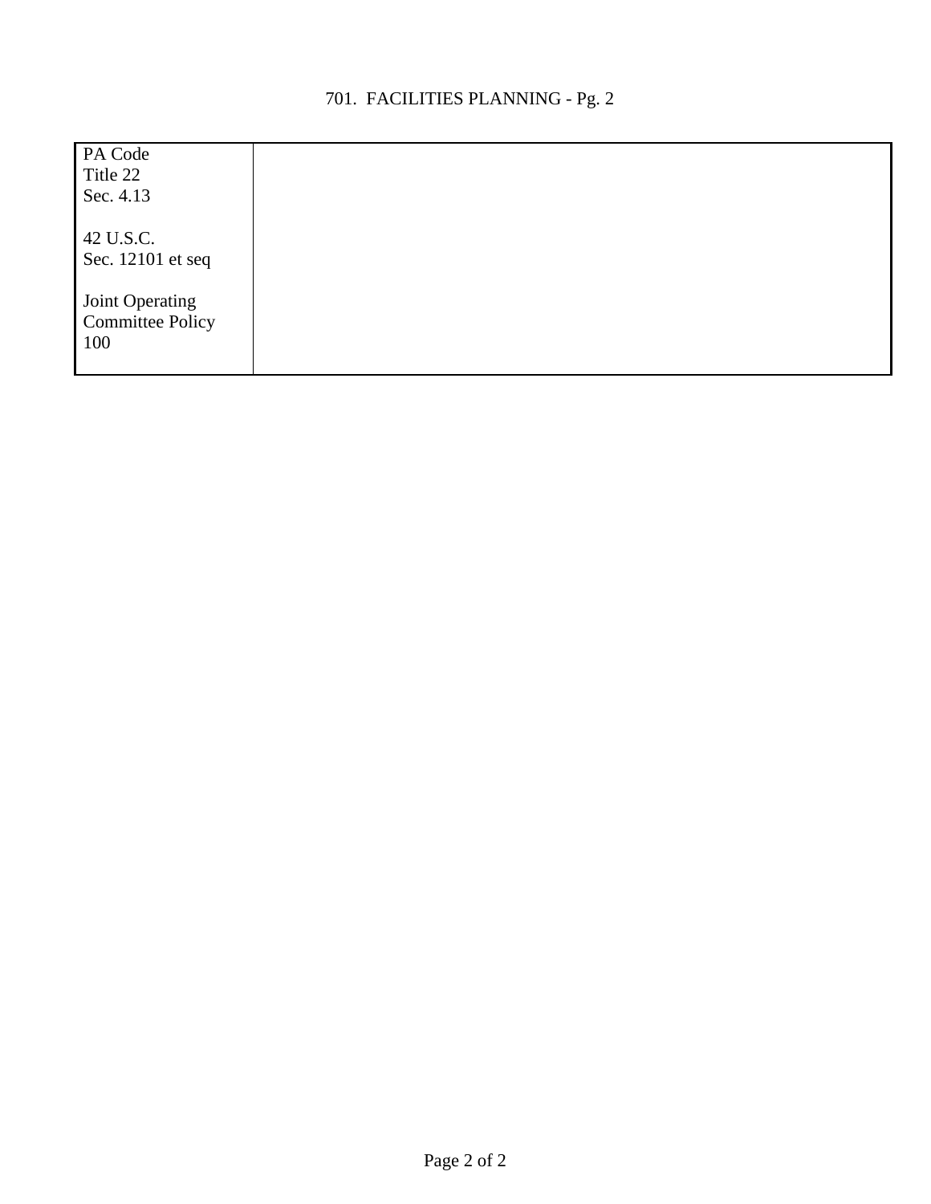| | |
|---|---|
| PA Code<br>Title 22<br>Sec. 4.13<br><br>42 U.S.C.<br>Sec. 12101 et seq<br><br>Joint Operating<br>Committee Policy<br>100 | |